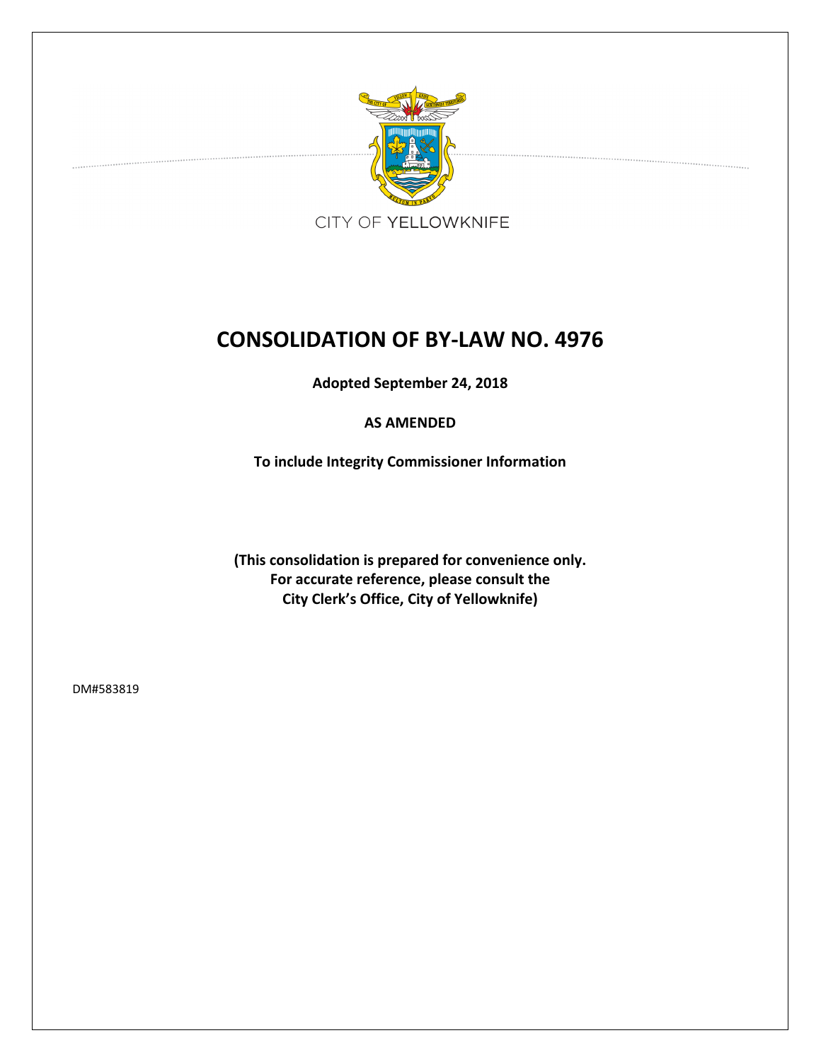CITY OF YELLOWKNIFE

# CONSOLIDATION OF BY-LAW NO. 4976

**Adopted September 24, 2018**

**AS AMENDED**

**To include Integrity Commissioner Information**

**(This consolidation is prepared for convenience only. For accurate reference, please consult the City Clerk's Office, City of Yellowknife)**

DM#583819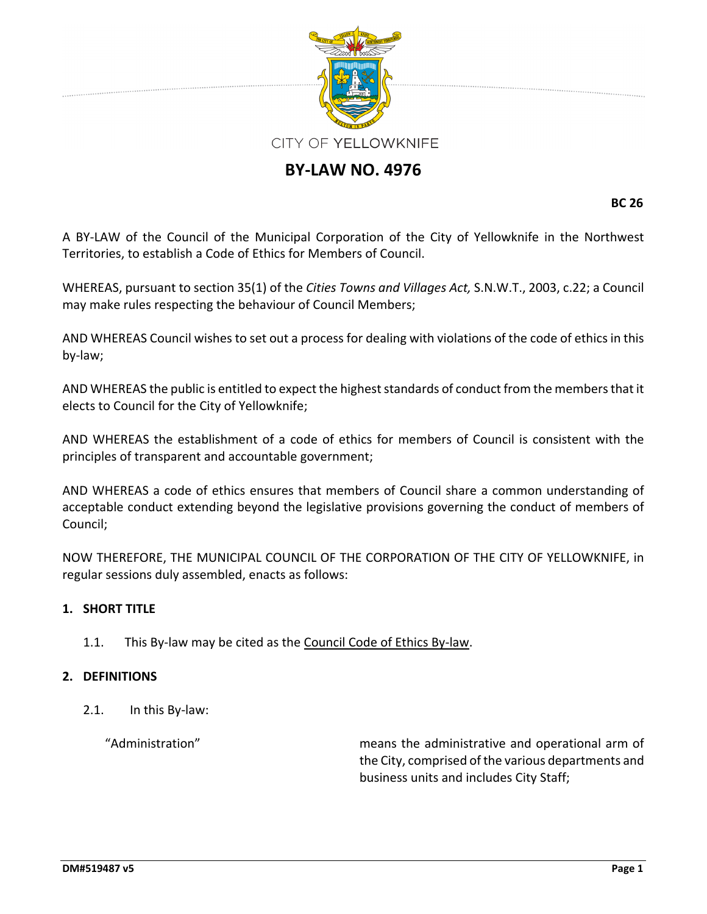CITY OF YELLOWKNIFE

# BY-LAW NO. 4976

**BC 26**

A BY-LAW of the Council of the Municipal Corporation of the City of Yellowknife in the Northwest Territories, to establish a Code of Ethics for Members of Council.

WHEREAS, pursuant to section 35(1) of the *Cities Towns and Villages Act,* S.N.W.T., 2003, c.22; a Council may make rules respecting the behaviour of Council Members;

AND WHEREAS Council wishes to set out a process for dealing with violations of the code of ethics in this by-law;

AND WHEREAS the public is entitled to expect the highest standards of conduct from the members that it elects to Council for the City of Yellowknife;

AND WHEREAS the establishment of a code of ethics for members of Council is consistent with the principles of transparent and accountable government;

AND WHEREAS a code of ethics ensures that members of Council share a common understanding of acceptable conduct extending beyond the legislative provisions governing the conduct of members of Council;

NOW THEREFORE, THE MUNICIPAL COUNCIL OF THE CORPORATION OF THE CITY OF YELLOWKNIFE, in regular sessions duly assembled, enacts as follows:

## 1. SHORT TITLE

1.1. This By-law may be cited as the Council Code of Ethics By-law.

## 2. DEFINITIONS

2.1. In this By-law:

"Administration" means the administrative and operational arm of the City, comprised of the various departments and business units and includes City Staff;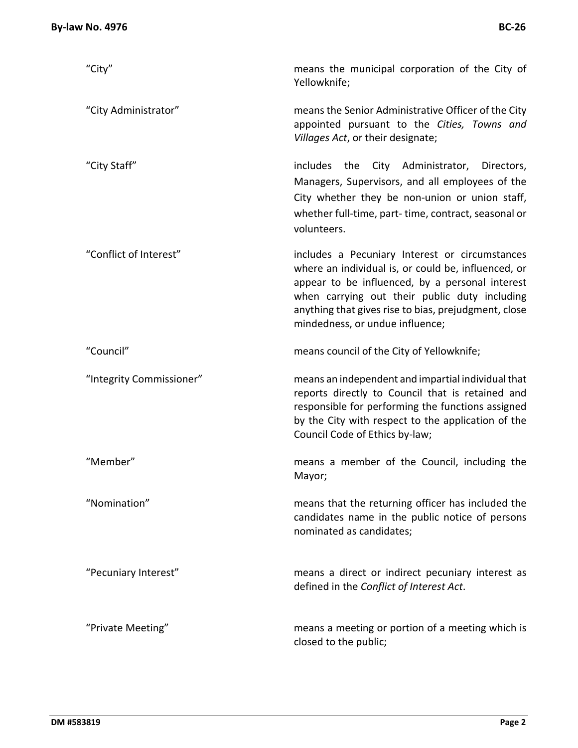| | |
|---|---|
| "City" | means the municipal corporation of the City of Yellowknife; |
| "City Administrator" | means the Senior Administrative Officer of the City appointed pursuant to the *Cities, Towns and Villages Act*, or their designate; |
| "City Staff" | includes the City Administrator, Directors, Managers, Supervisors, and all employees of the City whether they be non-union or union staff, whether full-time, part- time, contract, seasonal or volunteers. |
| "Conflict of Interest" | includes a Pecuniary Interest or circumstances where an individual is, or could be, influenced, or appear to be influenced, by a personal interest when carrying out their public duty including anything that gives rise to bias, prejudgment, close mindedness, or undue influence; |
| "Council" | means council of the City of Yellowknife; |
| "Integrity Commissioner" | means an independent and impartial individual that reports directly to Council that is retained and responsible for performing the functions assigned by the City with respect to the application of the Council Code of Ethics by-law; |
| "Member" | means a member of the Council, including the Mayor; |
| "Nomination" | means that the returning officer has included the candidates name in the public notice of persons nominated as candidates; |
| "Pecuniary Interest" | means a direct or indirect pecuniary interest as defined in the *Conflict of Interest Act*. |
| "Private Meeting" | means a meeting or portion of a meeting which is closed to the public; |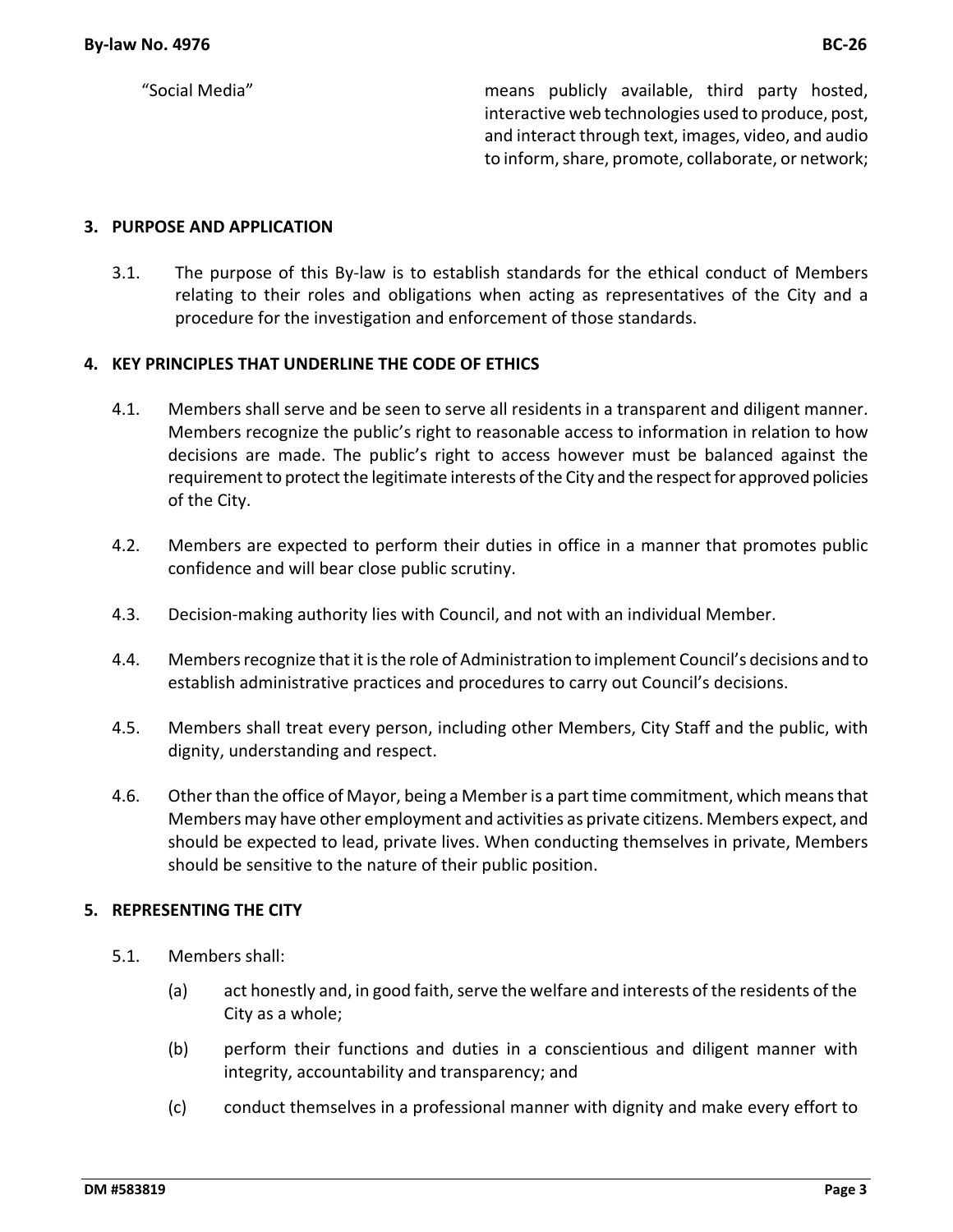| | |
|---|---|
| "Social Media" | means publicly available, third party hosted, interactive web technologies used to produce, post, and interact through text, images, video, and audio to inform, share, promote, collaborate, or network; |

## 3. PURPOSE AND APPLICATION

3.1. The purpose of this By-law is to establish standards for the ethical conduct of Members relating to their roles and obligations when acting as representatives of the City and a procedure for the investigation and enforcement of those standards.

## 4. KEY PRINCIPLES THAT UNDERLINE THE CODE OF ETHICS

4.1. Members shall serve and be seen to serve all residents in a transparent and diligent manner. Members recognize the public's right to reasonable access to information in relation to how decisions are made. The public's right to access however must be balanced against the requirement to protect the legitimate interests of the City and the respect for approved policies of the City.

4.2. Members are expected to perform their duties in office in a manner that promotes public confidence and will bear close public scrutiny.

4.3. Decision-making authority lies with Council, and not with an individual Member.

4.4. Members recognize that it is the role of Administration to implement Council's decisions and to establish administrative practices and procedures to carry out Council's decisions.

4.5. Members shall treat every person, including other Members, City Staff and the public, with dignity, understanding and respect.

4.6. Other than the office of Mayor, being a Member is a part time commitment, which means that Members may have other employment and activities as private citizens. Members expect, and should be expected to lead, private lives. When conducting themselves in private, Members should be sensitive to the nature of their public position.

## 5. REPRESENTING THE CITY

5.1. Members shall:

(a) act honestly and, in good faith, serve the welfare and interests of the residents of the City as a whole;

(b) perform their functions and duties in a conscientious and diligent manner with integrity, accountability and transparency; and

(c) conduct themselves in a professional manner with dignity and make every effort to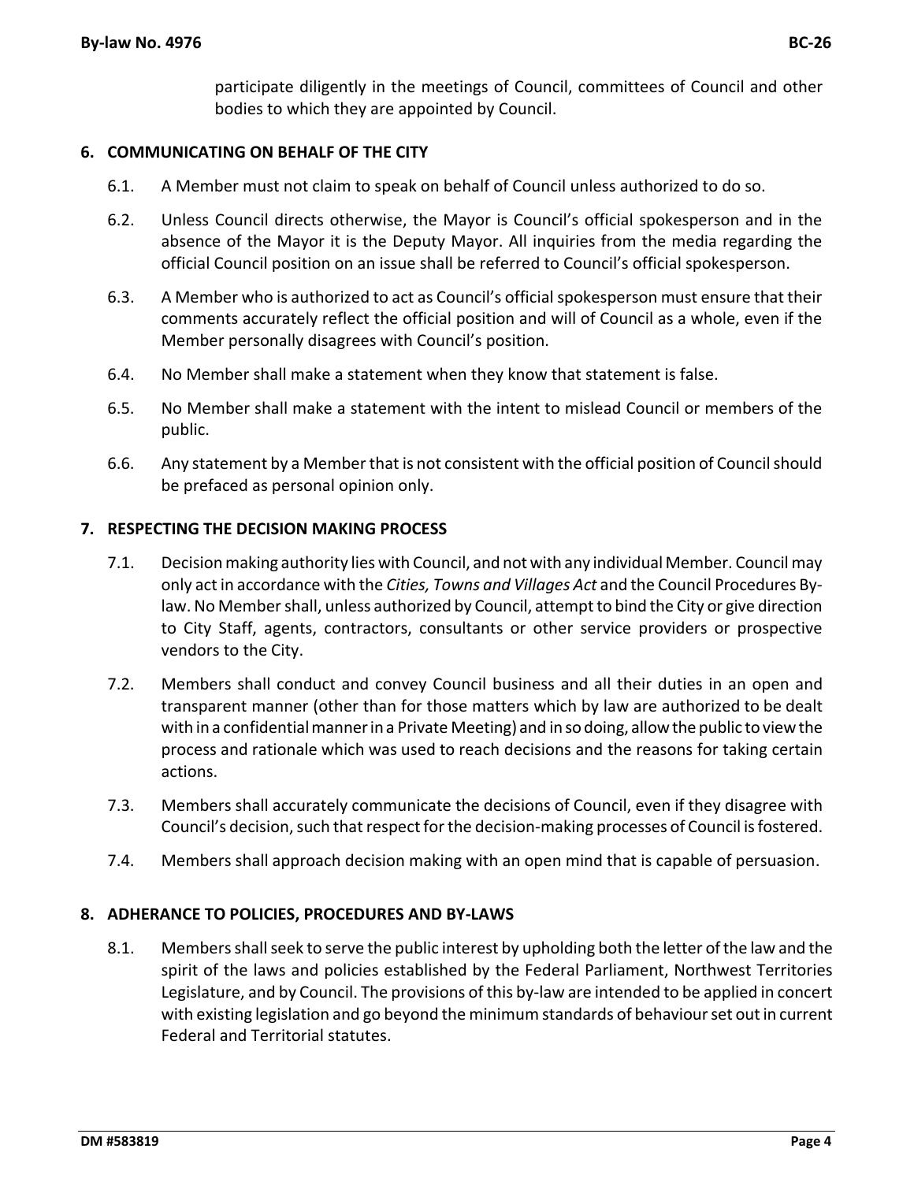participate diligently in the meetings of Council, committees of Council and other bodies to which they are appointed by Council.

## 6. COMMUNICATING ON BEHALF OF THE CITY

6.1. A Member must not claim to speak on behalf of Council unless authorized to do so.

6.2. Unless Council directs otherwise, the Mayor is Council's official spokesperson and in the absence of the Mayor it is the Deputy Mayor. All inquiries from the media regarding the official Council position on an issue shall be referred to Council's official spokesperson.

6.3. A Member who is authorized to act as Council's official spokesperson must ensure that their comments accurately reflect the official position and will of Council as a whole, even if the Member personally disagrees with Council's position.

6.4. No Member shall make a statement when they know that statement is false.

6.5. No Member shall make a statement with the intent to mislead Council or members of the public.

6.6. Any statement by a Member that is not consistent with the official position of Council should be prefaced as personal opinion only.

## 7. RESPECTING THE DECISION MAKING PROCESS

7.1. Decision making authority lies with Council, and not with any individual Member. Council may only act in accordance with the *Cities, Towns and Villages Act* and the Council Procedures By-law. No Member shall, unless authorized by Council, attempt to bind the City or give direction to City Staff, agents, contractors, consultants or other service providers or prospective vendors to the City.

7.2. Members shall conduct and convey Council business and all their duties in an open and transparent manner (other than for those matters which by law are authorized to be dealt with in a confidential manner in a Private Meeting) and in so doing, allow the public to view the process and rationale which was used to reach decisions and the reasons for taking certain actions.

7.3. Members shall accurately communicate the decisions of Council, even if they disagree with Council's decision, such that respect for the decision-making processes of Council is fostered.

7.4. Members shall approach decision making with an open mind that is capable of persuasion.

## 8. ADHERANCE TO POLICIES, PROCEDURES AND BY-LAWS

8.1. Members shall seek to serve the public interest by upholding both the letter of the law and the spirit of the laws and policies established by the Federal Parliament, Northwest Territories Legislature, and by Council. The provisions of this by-law are intended to be applied in concert with existing legislation and go beyond the minimum standards of behaviour set out in current Federal and Territorial statutes.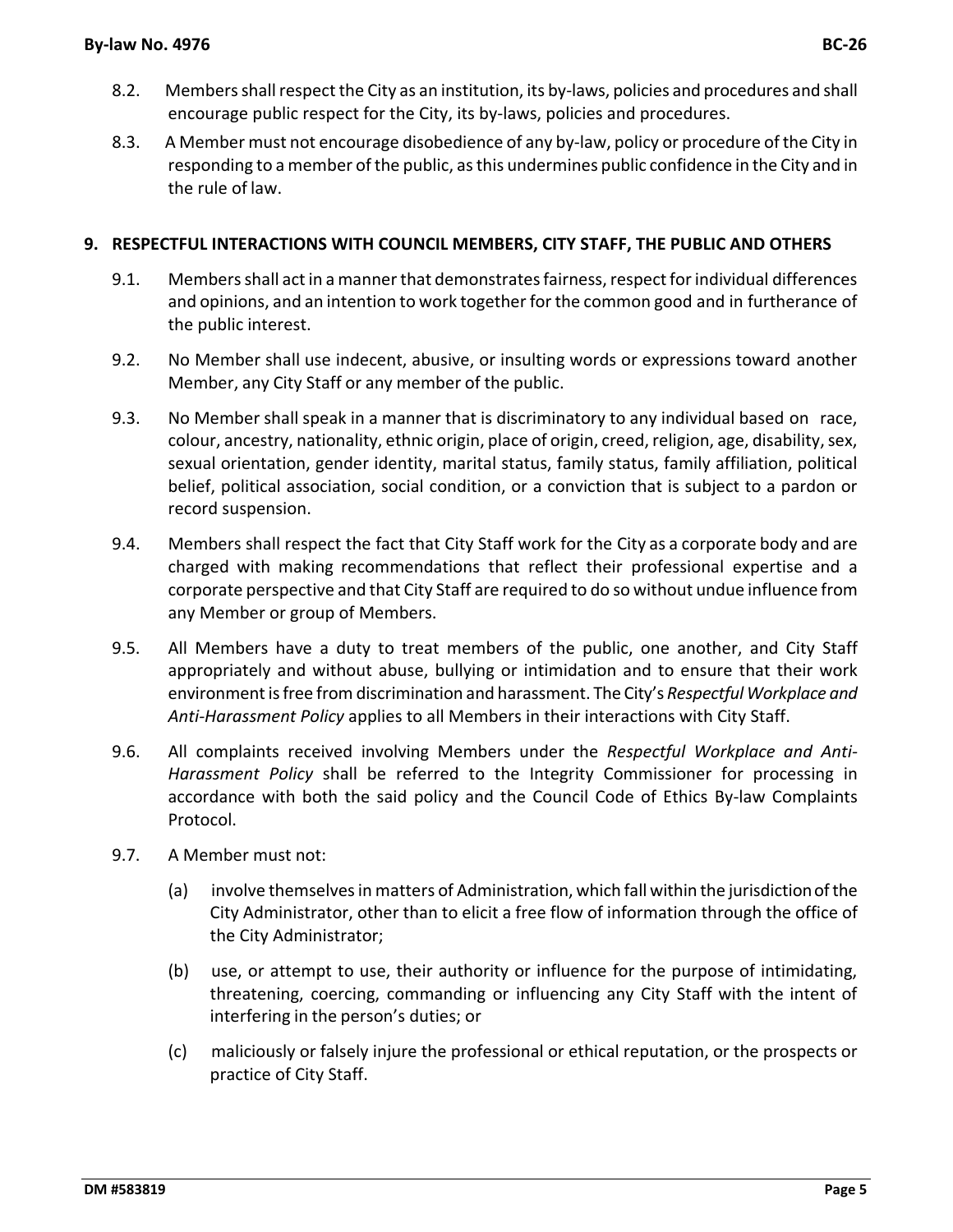8.2. Members shall respect the City as an institution, its by-laws, policies and procedures and shall encourage public respect for the City, its by-laws, policies and procedures.

8.3. A Member must not encourage disobedience of any by-law, policy or procedure of the City in responding to a member of the public, as this undermines public confidence in the City and in the rule of law.

## 9. RESPECTFUL INTERACTIONS WITH COUNCIL MEMBERS, CITY STAFF, THE PUBLIC AND OTHERS

9.1. Members shall act in a manner that demonstrates fairness, respect for individual differences and opinions, and an intention to work together for the common good and in furtherance of the public interest.

9.2. No Member shall use indecent, abusive, or insulting words or expressions toward another Member, any City Staff or any member of the public.

9.3. No Member shall speak in a manner that is discriminatory to any individual based on race, colour, ancestry, nationality, ethnic origin, place of origin, creed, religion, age, disability, sex, sexual orientation, gender identity, marital status, family status, family affiliation, political belief, political association, social condition, or a conviction that is subject to a pardon or record suspension.

9.4. Members shall respect the fact that City Staff work for the City as a corporate body and are charged with making recommendations that reflect their professional expertise and a corporate perspective and that City Staff are required to do so without undue influence from any Member or group of Members.

9.5. All Members have a duty to treat members of the public, one another, and City Staff appropriately and without abuse, bullying or intimidation and to ensure that their work environment is free from discrimination and harassment. The City's *Respectful Workplace and Anti-Harassment Policy* applies to all Members in their interactions with City Staff.

9.6. All complaints received involving Members under the *Respectful Workplace and Anti-Harassment Policy* shall be referred to the Integrity Commissioner for processing in accordance with both the said policy and the Council Code of Ethics By-law Complaints Protocol.

9.7. A Member must not:

(a) involve themselves in matters of Administration, which fall within the jurisdiction of the City Administrator, other than to elicit a free flow of information through the office of the City Administrator;

(b) use, or attempt to use, their authority or influence for the purpose of intimidating, threatening, coercing, commanding or influencing any City Staff with the intent of interfering in the person's duties; or

(c) maliciously or falsely injure the professional or ethical reputation, or the prospects or practice of City Staff.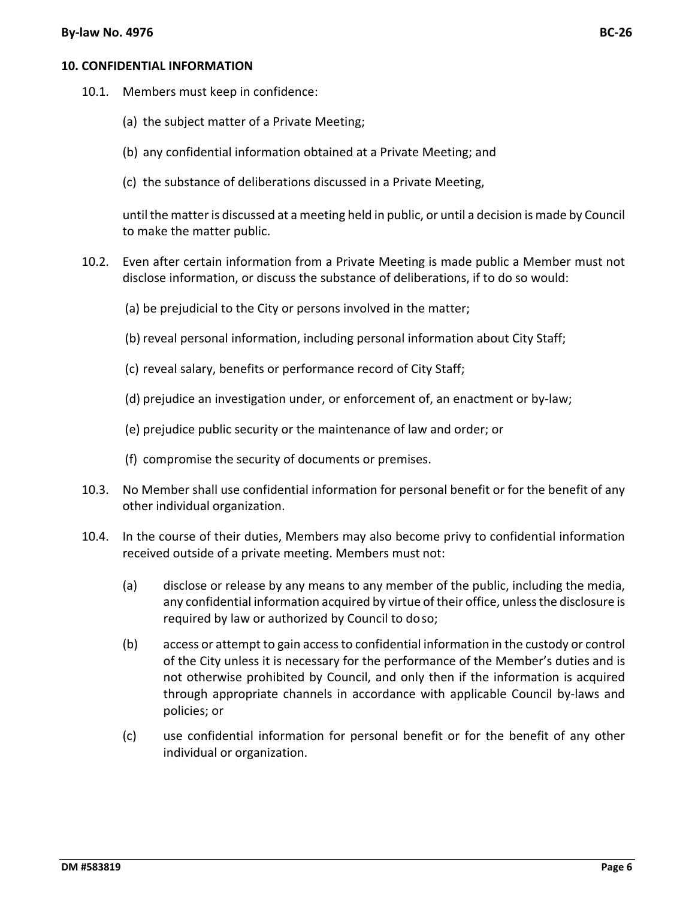## 10. CONFIDENTIAL INFORMATION

10.1. Members must keep in confidence:

(a) the subject matter of a Private Meeting;

(b) any confidential information obtained at a Private Meeting; and

(c) the substance of deliberations discussed in a Private Meeting,

until the matter is discussed at a meeting held in public, or until a decision is made by Council to make the matter public.

10.2. Even after certain information from a Private Meeting is made public a Member must not disclose information, or discuss the substance of deliberations, if to do so would:

(a) be prejudicial to the City or persons involved in the matter;

(b) reveal personal information, including personal information about City Staff;

(c) reveal salary, benefits or performance record of City Staff;

(d) prejudice an investigation under, or enforcement of, an enactment or by-law;

(e) prejudice public security or the maintenance of law and order; or

(f) compromise the security of documents or premises.

10.3. No Member shall use confidential information for personal benefit or for the benefit of any other individual organization.

10.4. In the course of their duties, Members may also become privy to confidential information received outside of a private meeting. Members must not:

(a) disclose or release by any means to any member of the public, including the media, any confidential information acquired by virtue of their office, unless the disclosure is required by law or authorized by Council to do so;

(b) access or attempt to gain access to confidential information in the custody or control of the City unless it is necessary for the performance of the Member's duties and is not otherwise prohibited by Council, and only then if the information is acquired through appropriate channels in accordance with applicable Council by-laws and policies; or

(c) use confidential information for personal benefit or for the benefit of any other individual or organization.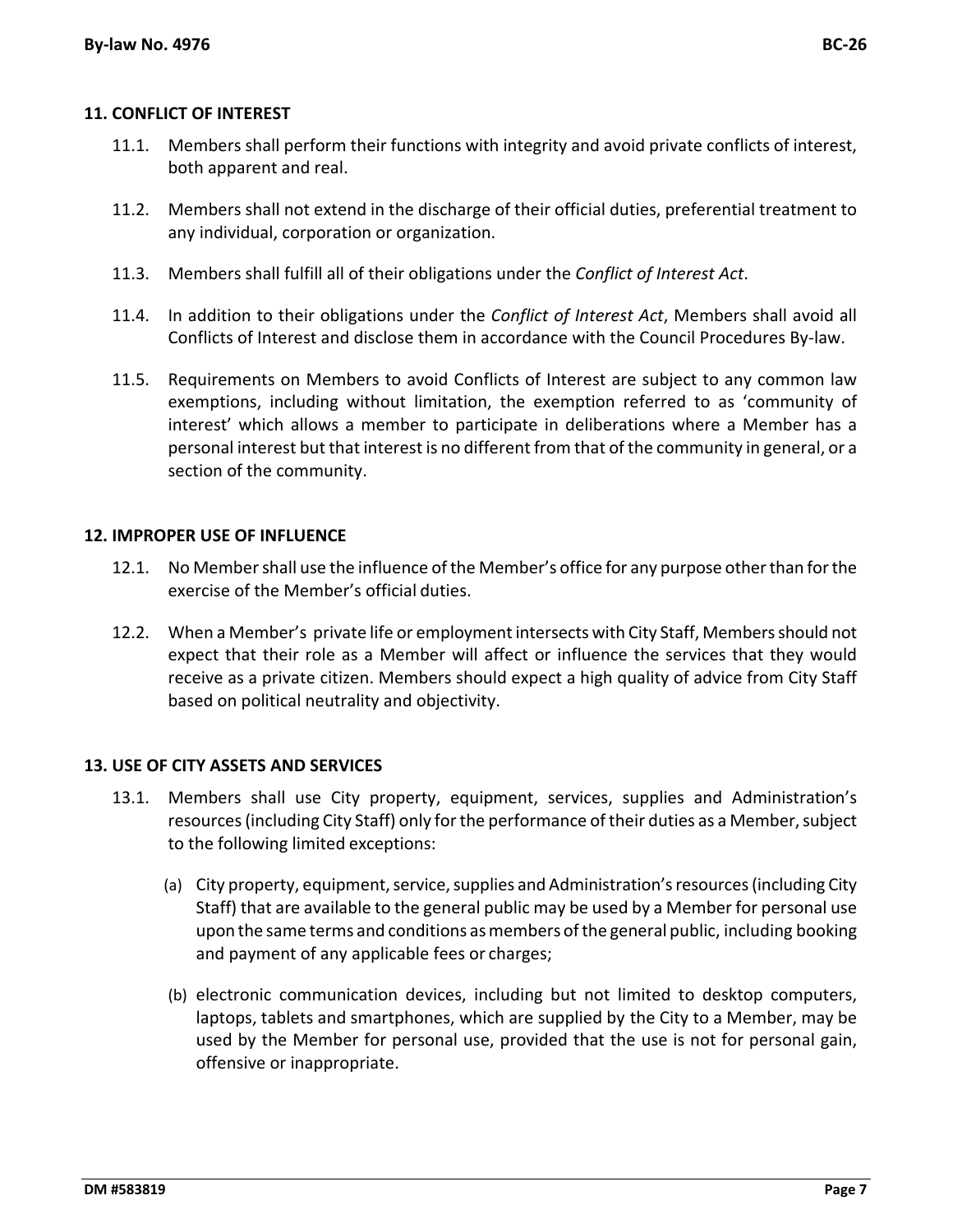## 11. CONFLICT OF INTEREST

11.1. Members shall perform their functions with integrity and avoid private conflicts of interest, both apparent and real.

11.2. Members shall not extend in the discharge of their official duties, preferential treatment to any individual, corporation or organization.

11.3. Members shall fulfill all of their obligations under the *Conflict of Interest Act*.

11.4. In addition to their obligations under the *Conflict of Interest Act*, Members shall avoid all Conflicts of Interest and disclose them in accordance with the Council Procedures By-law.

11.5. Requirements on Members to avoid Conflicts of Interest are subject to any common law exemptions, including without limitation, the exemption referred to as 'community of interest' which allows a member to participate in deliberations where a Member has a personal interest but that interest is no different from that of the community in general, or a section of the community.

## 12. IMPROPER USE OF INFLUENCE

12.1. No Member shall use the influence of the Member's office for any purpose other than for the exercise of the Member's official duties.

12.2. When a Member's private life or employment intersects with City Staff, Members should not expect that their role as a Member will affect or influence the services that they would receive as a private citizen. Members should expect a high quality of advice from City Staff based on political neutrality and objectivity.

## 13. USE OF CITY ASSETS AND SERVICES

13.1. Members shall use City property, equipment, services, supplies and Administration's resources (including City Staff) only for the performance of their duties as a Member, subject to the following limited exceptions:

(a) City property, equipment, service, supplies and Administration's resources (including City Staff) that are available to the general public may be used by a Member for personal use upon the same terms and conditions as members of the general public, including booking and payment of any applicable fees or charges;

(b) electronic communication devices, including but not limited to desktop computers, laptops, tablets and smartphones, which are supplied by the City to a Member, may be used by the Member for personal use, provided that the use is not for personal gain, offensive or inappropriate.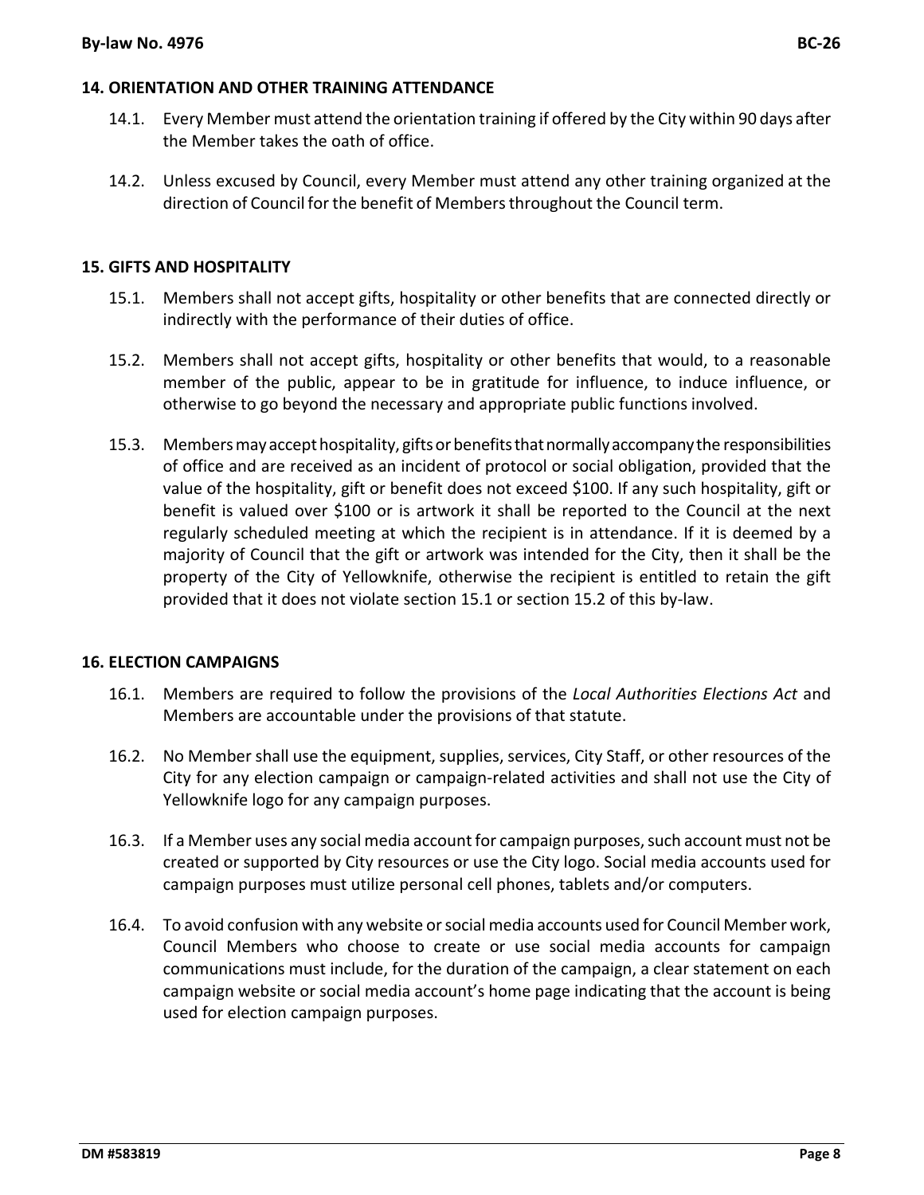## 14. ORIENTATION AND OTHER TRAINING ATTENDANCE

14.1. Every Member must attend the orientation training if offered by the City within 90 days after the Member takes the oath of office.

14.2. Unless excused by Council, every Member must attend any other training organized at the direction of Council for the benefit of Members throughout the Council term.

## 15. GIFTS AND HOSPITALITY

15.1. Members shall not accept gifts, hospitality or other benefits that are connected directly or indirectly with the performance of their duties of office.

15.2. Members shall not accept gifts, hospitality or other benefits that would, to a reasonable member of the public, appear to be in gratitude for influence, to induce influence, or otherwise to go beyond the necessary and appropriate public functions involved.

15.3. Members may accept hospitality, gifts or benefits that normally accompany the responsibilities of office and are received as an incident of protocol or social obligation, provided that the value of the hospitality, gift or benefit does not exceed $100. If any such hospitality, gift or benefit is valued over $100 or is artwork it shall be reported to the Council at the next regularly scheduled meeting at which the recipient is in attendance. If it is deemed by a majority of Council that the gift or artwork was intended for the City, then it shall be the property of the City of Yellowknife, otherwise the recipient is entitled to retain the gift provided that it does not violate section 15.1 or section 15.2 of this by-law.

## 16. ELECTION CAMPAIGNS

16.1. Members are required to follow the provisions of the *Local Authorities Elections Act* and Members are accountable under the provisions of that statute.

16.2. No Member shall use the equipment, supplies, services, City Staff, or other resources of the City for any election campaign or campaign-related activities and shall not use the City of Yellowknife logo for any campaign purposes.

16.3. If a Member uses any social media account for campaign purposes, such account must not be created or supported by City resources or use the City logo. Social media accounts used for campaign purposes must utilize personal cell phones, tablets and/or computers.

16.4. To avoid confusion with any website or social media accounts used for Council Member work, Council Members who choose to create or use social media accounts for campaign communications must include, for the duration of the campaign, a clear statement on each campaign website or social media account's home page indicating that the account is being used for election campaign purposes.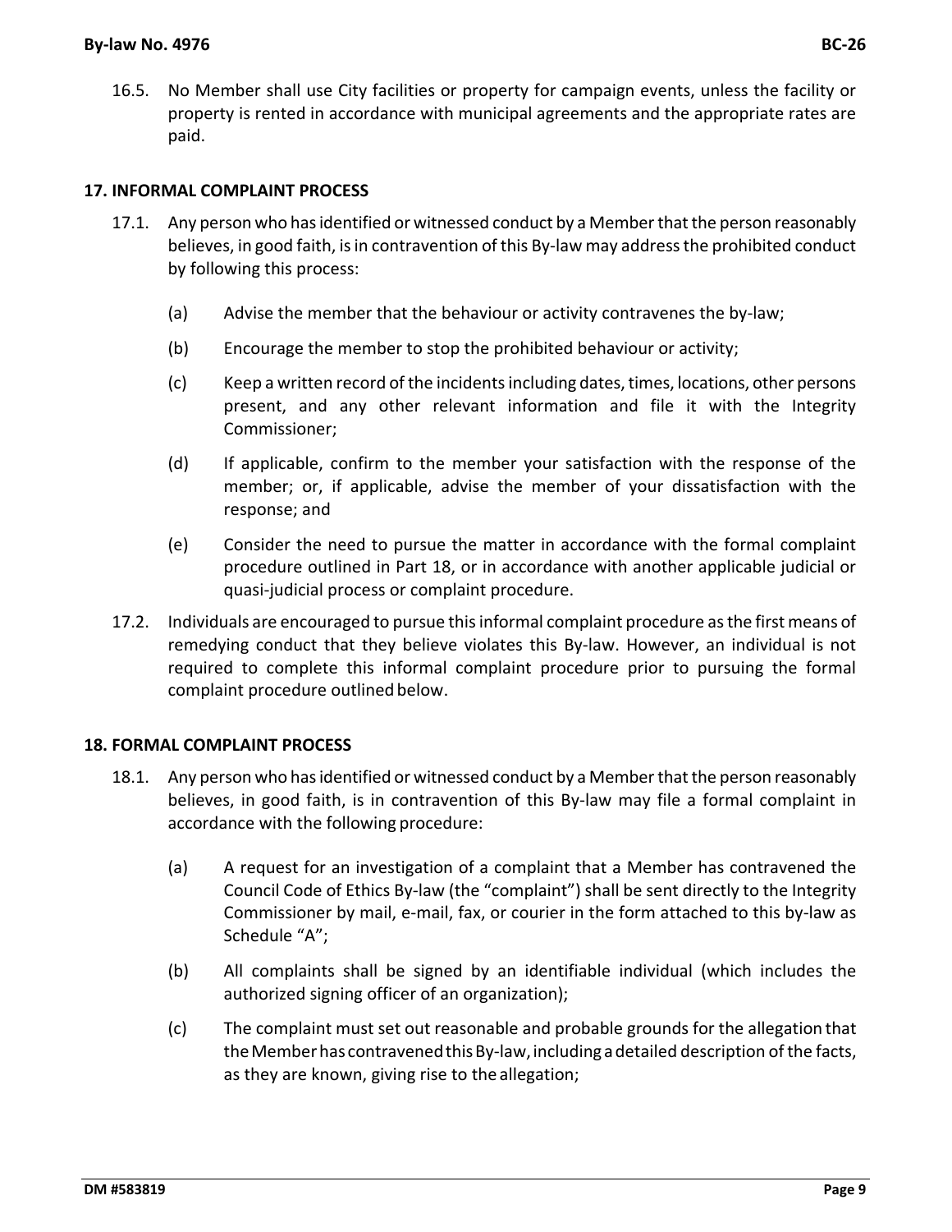16.5. No Member shall use City facilities or property for campaign events, unless the facility or property is rented in accordance with municipal agreements and the appropriate rates are paid.

## 17. INFORMAL COMPLAINT PROCESS

17.1. Any person who has identified or witnessed conduct by a Member that the person reasonably believes, in good faith, is in contravention of this By-law may address the prohibited conduct by following this process:

(a) Advise the member that the behaviour or activity contravenes the by-law;

(b) Encourage the member to stop the prohibited behaviour or activity;

(c) Keep a written record of the incidents including dates, times, locations, other persons present, and any other relevant information and file it with the Integrity Commissioner;

(d) If applicable, confirm to the member your satisfaction with the response of the member; or, if applicable, advise the member of your dissatisfaction with the response; and

(e) Consider the need to pursue the matter in accordance with the formal complaint procedure outlined in Part 18, or in accordance with another applicable judicial or quasi-judicial process or complaint procedure.

17.2. Individuals are encouraged to pursue this informal complaint procedure as the first means of remedying conduct that they believe violates this By-law. However, an individual is not required to complete this informal complaint procedure prior to pursuing the formal complaint procedure outlined below.

## 18. FORMAL COMPLAINT PROCESS

18.1. Any person who has identified or witnessed conduct by a Member that the person reasonably believes, in good faith, is in contravention of this By-law may file a formal complaint in accordance with the following procedure:

(a) A request for an investigation of a complaint that a Member has contravened the Council Code of Ethics By-law (the "complaint") shall be sent directly to the Integrity Commissioner by mail, e-mail, fax, or courier in the form attached to this by-law as Schedule "A";

(b) All complaints shall be signed by an identifiable individual (which includes the authorized signing officer of an organization);

(c) The complaint must set out reasonable and probable grounds for the allegation that the Member has contravened this By-law, including a detailed description of the facts, as they are known, giving rise to the allegation;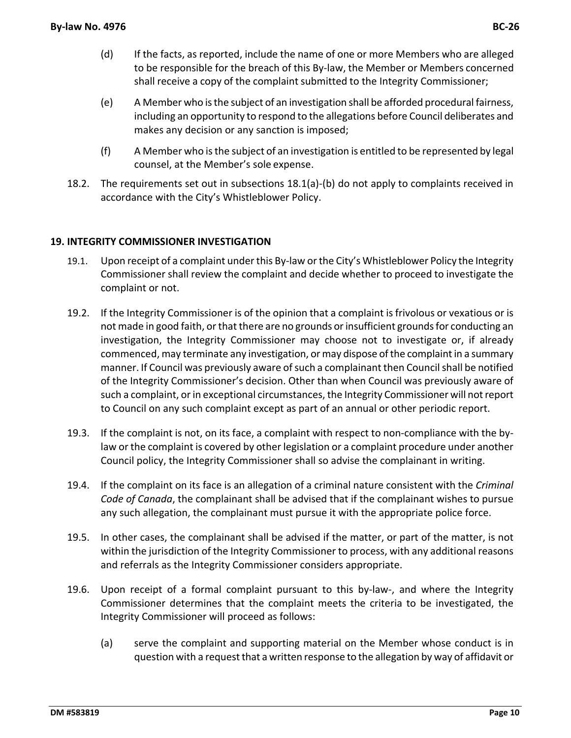(d) If the facts, as reported, include the name of one or more Members who are alleged to be responsible for the breach of this By-law, the Member or Members concerned shall receive a copy of the complaint submitted to the Integrity Commissioner;

(e) A Member who is the subject of an investigation shall be afforded procedural fairness, including an opportunity to respond to the allegations before Council deliberates and makes any decision or any sanction is imposed;

(f) A Member who is the subject of an investigation is entitled to be represented by legal counsel, at the Member's sole expense.

18.2. The requirements set out in subsections 18.1(a)-(b) do not apply to complaints received in accordance with the City's Whistleblower Policy.

## 19. INTEGRITY COMMISSIONER INVESTIGATION

19.1. Upon receipt of a complaint under this By-law or the City's Whistleblower Policy the Integrity Commissioner shall review the complaint and decide whether to proceed to investigate the complaint or not.

19.2. If the Integrity Commissioner is of the opinion that a complaint is frivolous or vexatious or is not made in good faith, or that there are no grounds or insufficient grounds for conducting an investigation, the Integrity Commissioner may choose not to investigate or, if already commenced, may terminate any investigation, or may dispose of the complaint in a summary manner. If Council was previously aware of such a complainant then Council shall be notified of the Integrity Commissioner's decision. Other than when Council was previously aware of such a complaint, or in exceptional circumstances, the Integrity Commissioner will not report to Council on any such complaint except as part of an annual or other periodic report.

19.3. If the complaint is not, on its face, a complaint with respect to non-compliance with the by-law or the complaint is covered by other legislation or a complaint procedure under another Council policy, the Integrity Commissioner shall so advise the complainant in writing.

19.4. If the complaint on its face is an allegation of a criminal nature consistent with the *Criminal Code of Canada*, the complainant shall be advised that if the complainant wishes to pursue any such allegation, the complainant must pursue it with the appropriate police force.

19.5. In other cases, the complainant shall be advised if the matter, or part of the matter, is not within the jurisdiction of the Integrity Commissioner to process, with any additional reasons and referrals as the Integrity Commissioner considers appropriate.

19.6. Upon receipt of a formal complaint pursuant to this by-law-, and where the Integrity Commissioner determines that the complaint meets the criteria to be investigated, the Integrity Commissioner will proceed as follows:

(a) serve the complaint and supporting material on the Member whose conduct is in question with a request that a written response to the allegation by way of affidavit or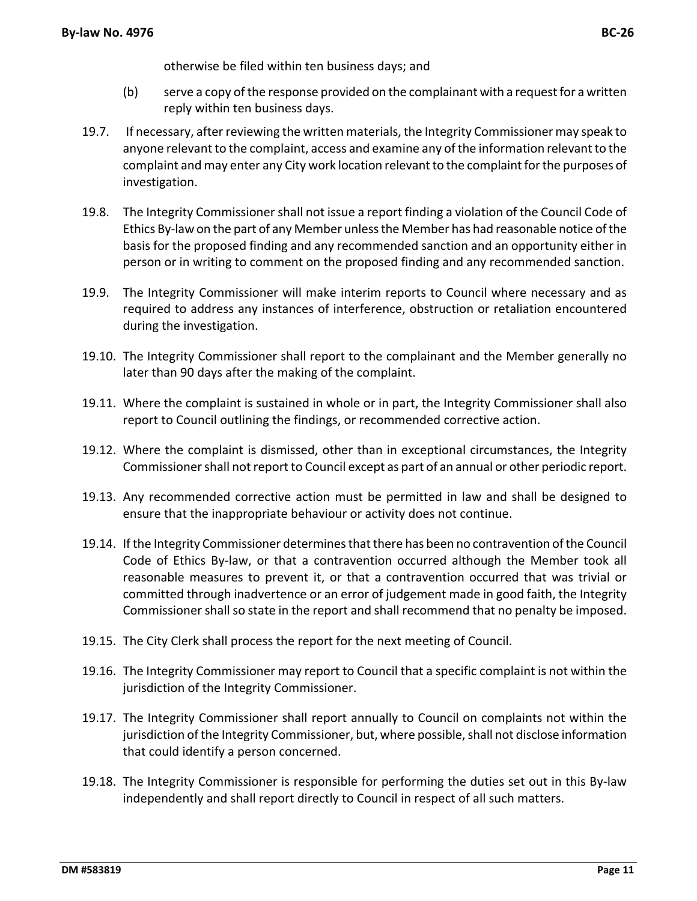otherwise be filed within ten business days; and

(b) serve a copy of the response provided on the complainant with a request for a written reply within ten business days.

19.7. If necessary, after reviewing the written materials, the Integrity Commissioner may speak to anyone relevant to the complaint, access and examine any of the information relevant to the complaint and may enter any City work location relevant to the complaint for the purposes of investigation.

19.8. The Integrity Commissioner shall not issue a report finding a violation of the Council Code of Ethics By-law on the part of any Member unless the Member has had reasonable notice of the basis for the proposed finding and any recommended sanction and an opportunity either in person or in writing to comment on the proposed finding and any recommended sanction.

19.9. The Integrity Commissioner will make interim reports to Council where necessary and as required to address any instances of interference, obstruction or retaliation encountered during the investigation.

19.10. The Integrity Commissioner shall report to the complainant and the Member generally no later than 90 days after the making of the complaint.

19.11. Where the complaint is sustained in whole or in part, the Integrity Commissioner shall also report to Council outlining the findings, or recommended corrective action.

19.12. Where the complaint is dismissed, other than in exceptional circumstances, the Integrity Commissioner shall not report to Council except as part of an annual or other periodic report.

19.13. Any recommended corrective action must be permitted in law and shall be designed to ensure that the inappropriate behaviour or activity does not continue.

19.14. If the Integrity Commissioner determines that there has been no contravention of the Council Code of Ethics By-law, or that a contravention occurred although the Member took all reasonable measures to prevent it, or that a contravention occurred that was trivial or committed through inadvertence or an error of judgement made in good faith, the Integrity Commissioner shall so state in the report and shall recommend that no penalty be imposed.

19.15. The City Clerk shall process the report for the next meeting of Council.

19.16. The Integrity Commissioner may report to Council that a specific complaint is not within the jurisdiction of the Integrity Commissioner.

19.17. The Integrity Commissioner shall report annually to Council on complaints not within the jurisdiction of the Integrity Commissioner, but, where possible, shall not disclose information that could identify a person concerned.

19.18. The Integrity Commissioner is responsible for performing the duties set out in this By-law independently and shall report directly to Council in respect of all such matters.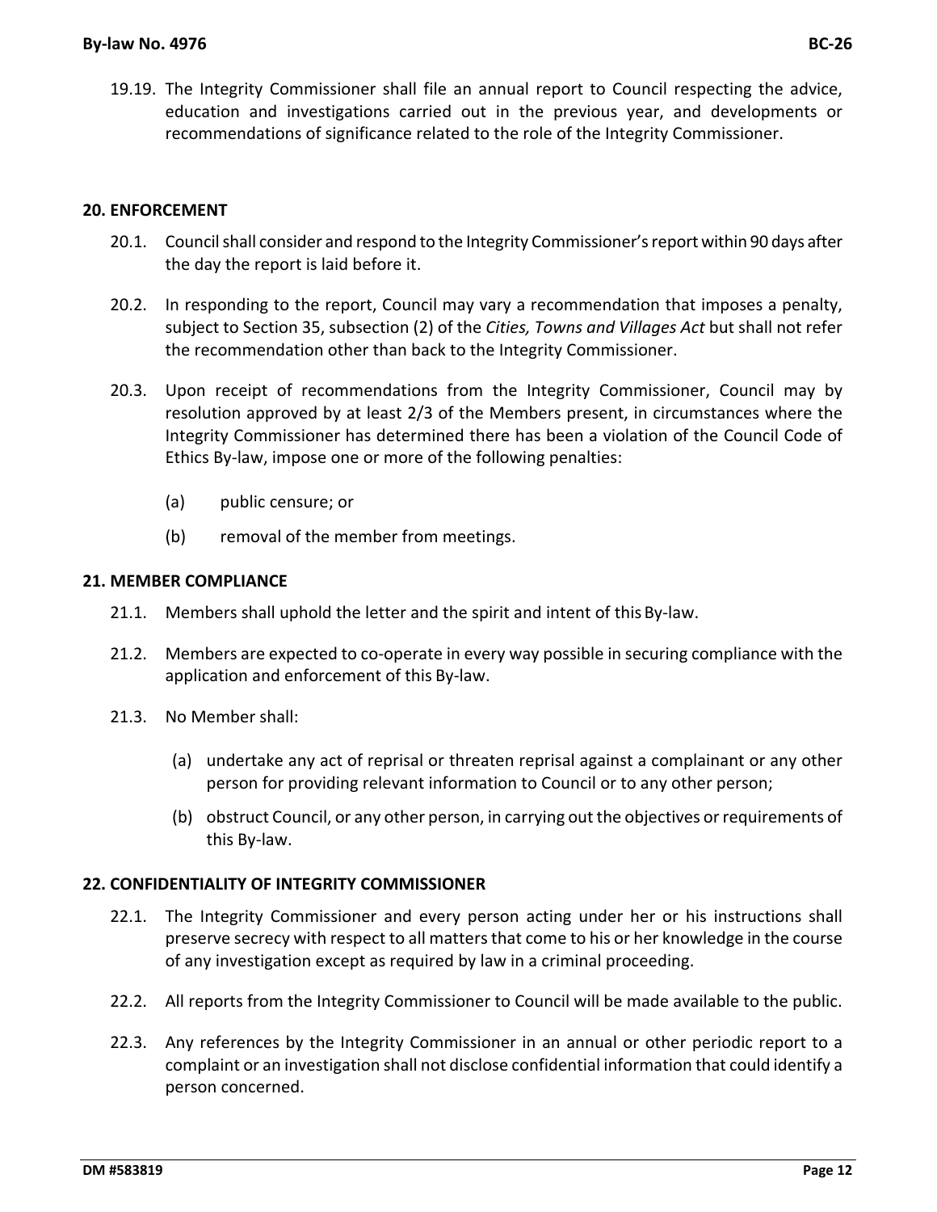19.19. The Integrity Commissioner shall file an annual report to Council respecting the advice, education and investigations carried out in the previous year, and developments or recommendations of significance related to the role of the Integrity Commissioner.

## 20. ENFORCEMENT

20.1. Council shall consider and respond to the Integrity Commissioner's report within 90 days after the day the report is laid before it.

20.2. In responding to the report, Council may vary a recommendation that imposes a penalty, subject to Section 35, subsection (2) of the *Cities, Towns and Villages Act* but shall not refer the recommendation other than back to the Integrity Commissioner.

20.3. Upon receipt of recommendations from the Integrity Commissioner, Council may by resolution approved by at least 2/3 of the Members present, in circumstances where the Integrity Commissioner has determined there has been a violation of the Council Code of Ethics By-law, impose one or more of the following penalties:

(a) public censure; or

(b) removal of the member from meetings.

## 21. MEMBER COMPLIANCE

21.1. Members shall uphold the letter and the spirit and intent of this By-law.

21.2. Members are expected to co-operate in every way possible in securing compliance with the application and enforcement of this By-law.

21.3. No Member shall:

(a) undertake any act of reprisal or threaten reprisal against a complainant or any other person for providing relevant information to Council or to any other person;

(b) obstruct Council, or any other person, in carrying out the objectives or requirements of this By-law.

## 22. CONFIDENTIALITY OF INTEGRITY COMMISSIONER

22.1. The Integrity Commissioner and every person acting under her or his instructions shall preserve secrecy with respect to all matters that come to his or her knowledge in the course of any investigation except as required by law in a criminal proceeding.

22.2. All reports from the Integrity Commissioner to Council will be made available to the public.

22.3. Any references by the Integrity Commissioner in an annual or other periodic report to a complaint or an investigation shall not disclose confidential information that could identify a person concerned.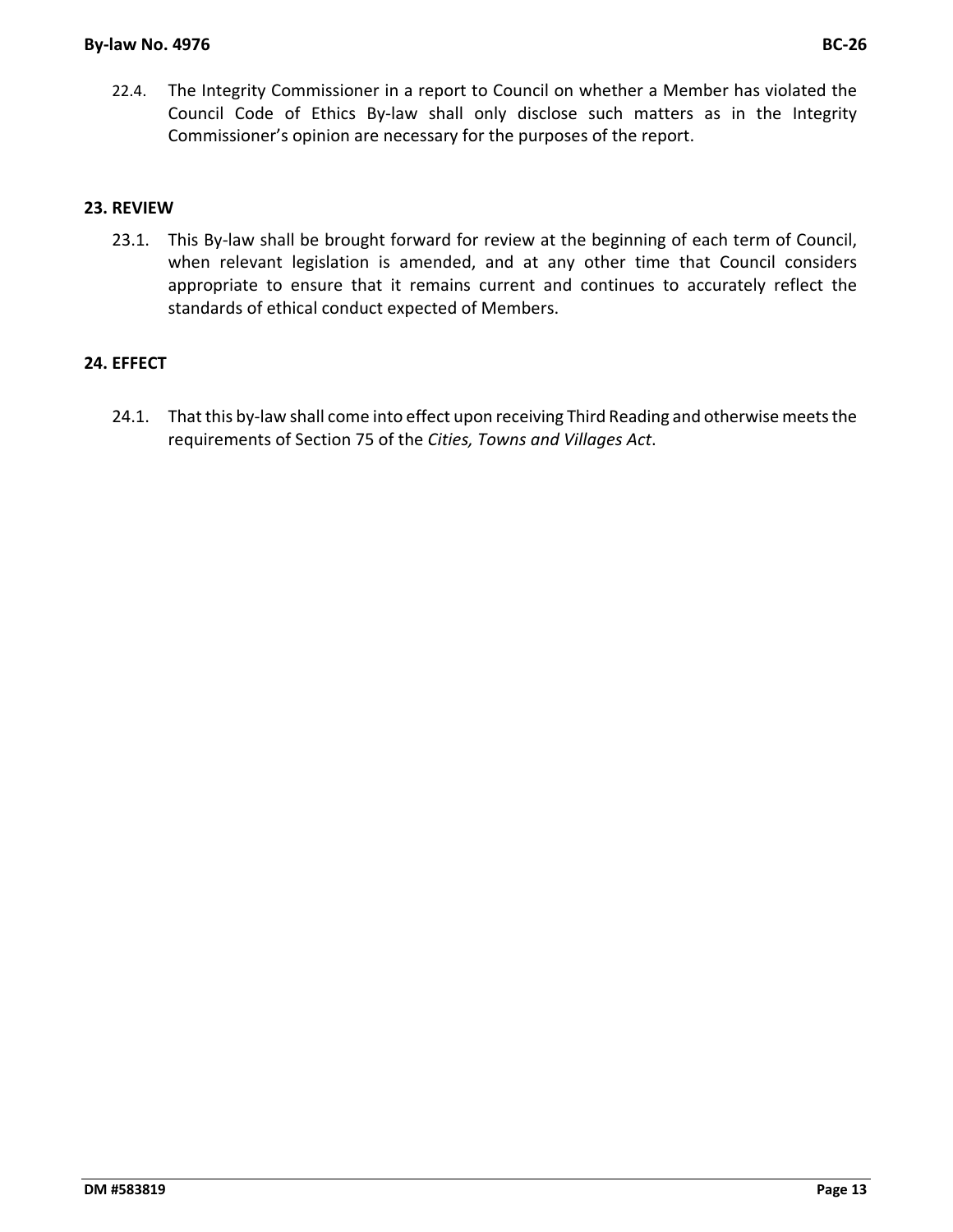22.4. The Integrity Commissioner in a report to Council on whether a Member has violated the Council Code of Ethics By-law shall only disclose such matters as in the Integrity Commissioner's opinion are necessary for the purposes of the report.

## 23. REVIEW

23.1. This By-law shall be brought forward for review at the beginning of each term of Council, when relevant legislation is amended, and at any other time that Council considers appropriate to ensure that it remains current and continues to accurately reflect the standards of ethical conduct expected of Members.

## 24. EFFECT

24.1. That this by-law shall come into effect upon receiving Third Reading and otherwise meets the requirements of Section 75 of the *Cities, Towns and Villages Act*.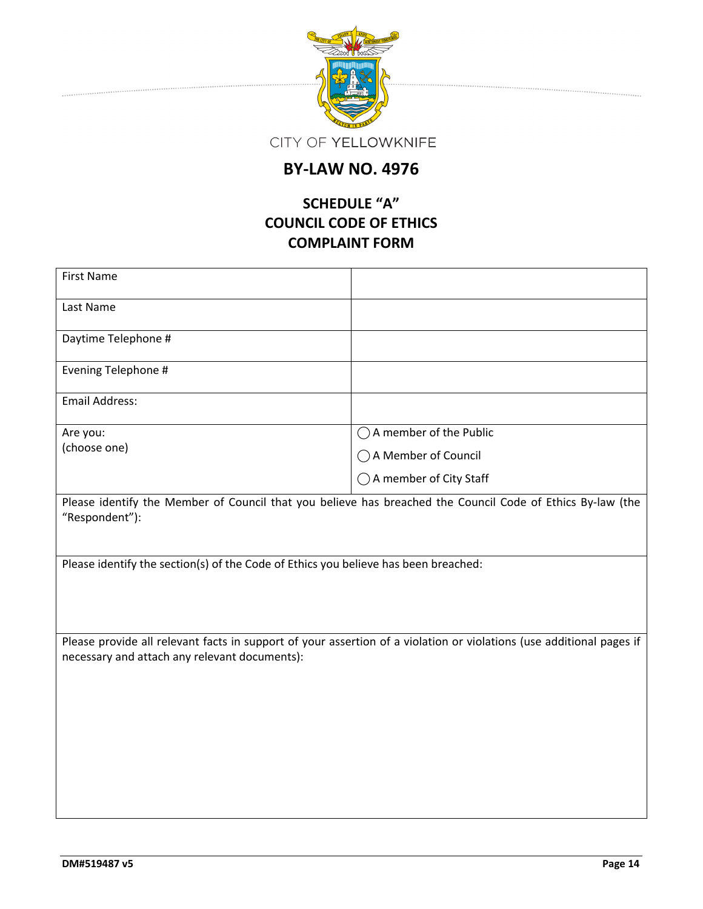CITY OF YELLOWKNIFE

# BY-LAW NO. 4976

## SCHEDULE "A"
## COUNCIL CODE OF ETHICS
## COMPLAINT FORM

| First Name | |
|---|---|
| Last Name | |
| Daytime Telephone # | |
| Evening Telephone # | |
| Email Address: | |
| Are you: (choose one) | ◯ A member of the Public<br>◯ A Member of Council<br>◯ A member of City Staff |

Please identify the Member of Council that you believe has breached the Council Code of Ethics By-law (the "Respondent"):

Please identify the section(s) of the Code of Ethics you believe has been breached:

Please provide all relevant facts in support of your assertion of a violation or violations (use additional pages if necessary and attach any relevant documents):

DM#519487 v5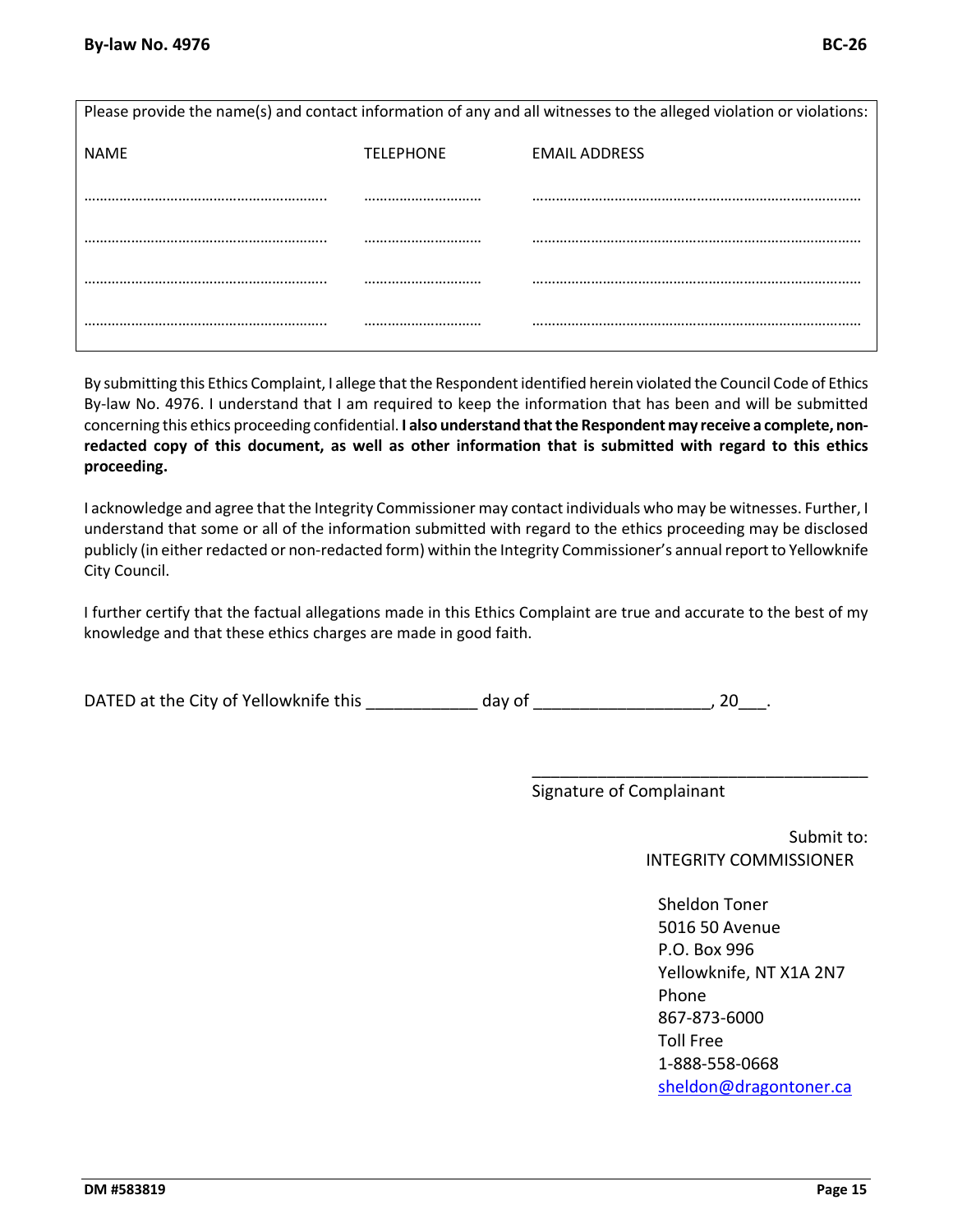Please provide the name(s) and contact information of any and all witnesses to the alleged violation or violations:

| NAME | TELEPHONE | EMAIL ADDRESS |
|---|---|---|
| ……………………………………………….. | ……………………….. | ………………………………………………………………………. |
| ……………………………………………….. | ……………………….. | ………………………………………………………………………. |
| ……………………………………………….. | ……………………….. | ………………………………………………………………………. |
| ……………………………………………….. | ……………………….. | ………………………………………………………………………. |

By submitting this Ethics Complaint, I allege that the Respondent identified herein violated the Council Code of Ethics By-law No. 4976. I understand that I am required to keep the information that has been and will be submitted concerning this ethics proceeding confidential. **I also understand that the Respondent may receive a complete, non-redacted copy of this document, as well as other information that is submitted with regard to this ethics proceeding.**

I acknowledge and agree that the Integrity Commissioner may contact individuals who may be witnesses. Further, I understand that some or all of the information submitted with regard to the ethics proceeding may be disclosed publicly (in either redacted or non-redacted form) within the Integrity Commissioner's annual report to Yellowknife City Council.

I further certify that the factual allegations made in this Ethics Complaint are true and accurate to the best of my knowledge and that these ethics charges are made in good faith.

DATED at the City of Yellowknife this ____________ day of ___________________, 20___.

_____________________________________
Signature of Complainant

Submit to:
INTEGRITY COMMISSIONER

Sheldon Toner
5016 50 Avenue
P.O. Box 996
Yellowknife, NT X1A 2N7
Phone
867-873-6000
Toll Free
1-888-558-0668
sheldon@dragontoner.ca